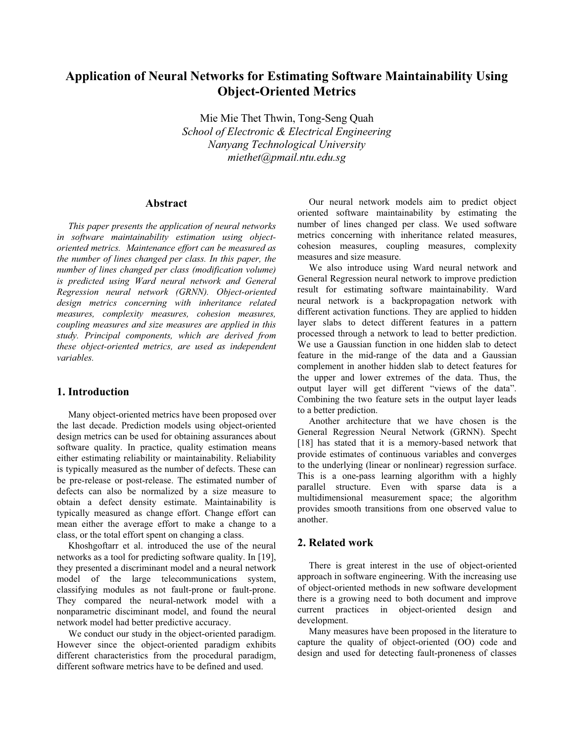# Application of Neural Networks for Estimating Software Maintainability Using Object-Oriented Metrics

Mie Mie Thet Thwin, Tong-Seng Quah
*School of Electronic & Electrical Engineering*
*Nanyang Technological University*
*miethet@pmail.ntu.edu.sg*

## Abstract

*This paper presents the application of neural networks in software maintainability estimation using object-oriented metrics. Maintenance effort can be measured as the number of lines changed per class. In this paper, the number of lines changed per class (modification volume) is predicted using Ward neural network and General Regression neural network (GRNN). Object-oriented design metrics concerning with inheritance related measures, complexity measures, cohesion measures, coupling measures and size measures are applied in this study. Principal components, which are derived from these object-oriented metrics, are used as independent variables.*

## 1. Introduction

Many object-oriented metrics have been proposed over the last decade. Prediction models using object-oriented design metrics can be used for obtaining assurances about software quality. In practice, quality estimation means either estimating reliability or maintainability. Reliability is typically measured as the number of defects. These can be pre-release or post-release. The estimated number of defects can also be normalized by a size measure to obtain a defect density estimate. Maintainability is typically measured as change effort. Change effort can mean either the average effort to make a change to a class, or the total effort spent on changing a class.

Khoshgoftarr et al. introduced the use of the neural networks as a tool for predicting software quality. In [19], they presented a discriminant model and a neural network model of the large telecommunications system, classifying modules as not fault-prone or fault-prone. They compared the neural-network model with a nonparametric discriminant model, and found the neural network model had better predictive accuracy.

We conduct our study in the object-oriented paradigm. However since the object-oriented paradigm exhibits different characteristics from the procedural paradigm, different software metrics have to be defined and used.

Our neural network models aim to predict object oriented software maintainability by estimating the number of lines changed per class. We used software metrics concerning with inheritance related measures, cohesion measures, coupling measures, complexity measures and size measure.

We also introduce using Ward neural network and General Regression neural network to improve prediction result for estimating software maintainability. Ward neural network is a backpropagation network with different activation functions. They are applied to hidden layer slabs to detect different features in a pattern processed through a network to lead to better prediction. We use a Gaussian function in one hidden slab to detect feature in the mid-range of the data and a Gaussian complement in another hidden slab to detect features for the upper and lower extremes of the data. Thus, the output layer will get different "views of the data". Combining the two feature sets in the output layer leads to a better prediction.

Another architecture that we have chosen is the General Regression Neural Network (GRNN). Specht [18] has stated that it is a memory-based network that provide estimates of continuous variables and converges to the underlying (linear or nonlinear) regression surface. This is a one-pass learning algorithm with a highly parallel structure. Even with sparse data is a multidimensional measurement space; the algorithm provides smooth transitions from one observed value to another.

## 2. Related work

There is great interest in the use of object-oriented approach in software engineering. With the increasing use of object-oriented methods in new software development there is a growing need to both document and improve current practices in object-oriented design and development.

Many measures have been proposed in the literature to capture the quality of object-oriented (OO) code and design and used for detecting fault-proneness of classes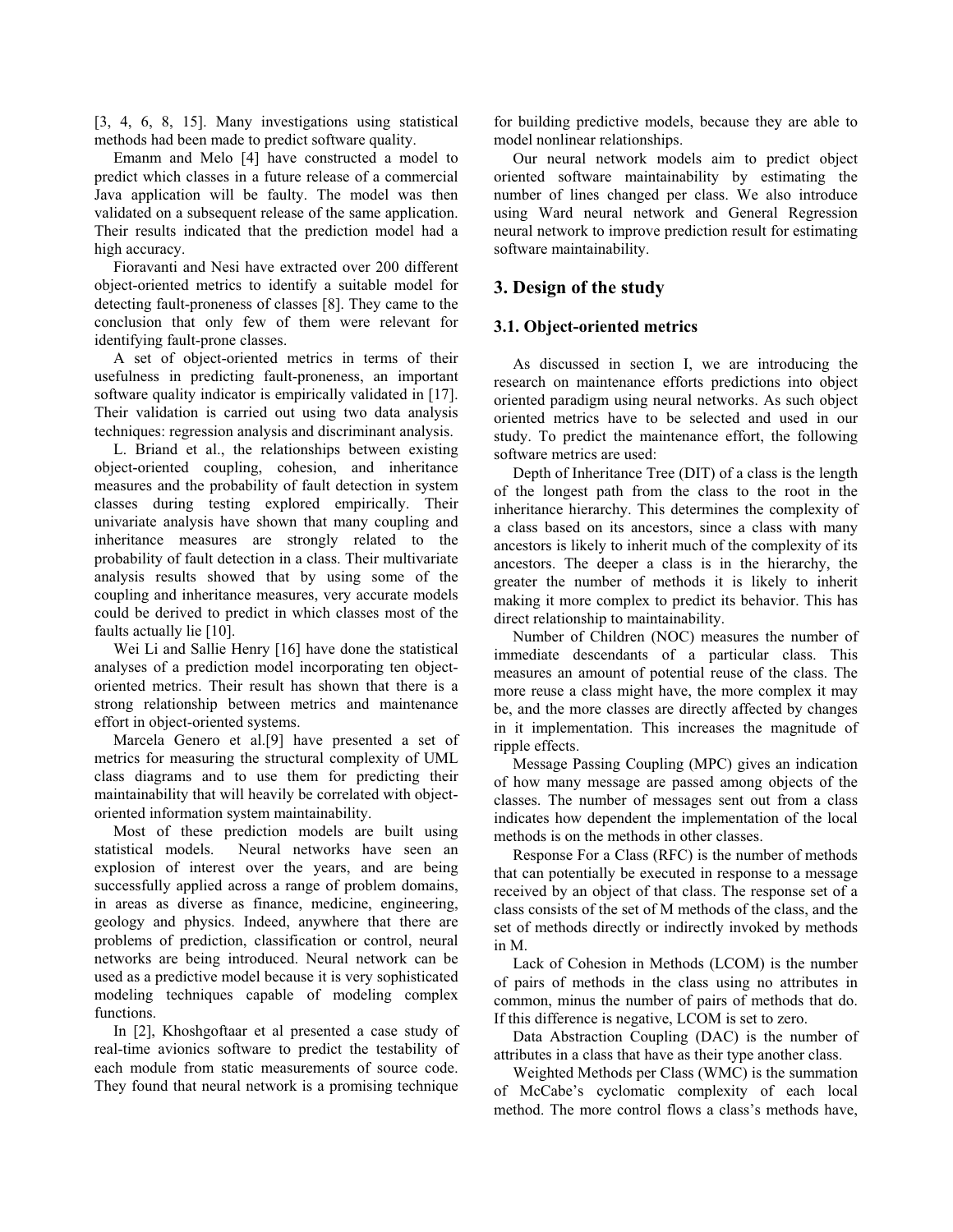[3, 4, 6, 8, 15]. Many investigations using statistical methods had been made to predict software quality.

Emanm and Melo [4] have constructed a model to predict which classes in a future release of a commercial Java application will be faulty. The model was then validated on a subsequent release of the same application. Their results indicated that the prediction model had a high accuracy.

Fioravanti and Nesi have extracted over 200 different object-oriented metrics to identify a suitable model for detecting fault-proneness of classes [8]. They came to the conclusion that only few of them were relevant for identifying fault-prone classes.

A set of object-oriented metrics in terms of their usefulness in predicting fault-proneness, an important software quality indicator is empirically validated in [17]. Their validation is carried out using two data analysis techniques: regression analysis and discriminant analysis.

L. Briand et al., the relationships between existing object-oriented coupling, cohesion, and inheritance measures and the probability of fault detection in system classes during testing explored empirically. Their univariate analysis have shown that many coupling and inheritance measures are strongly related to the probability of fault detection in a class. Their multivariate analysis results showed that by using some of the coupling and inheritance measures, very accurate models could be derived to predict in which classes most of the faults actually lie [10].

Wei Li and Sallie Henry [16] have done the statistical analyses of a prediction model incorporating ten object-oriented metrics. Their result has shown that there is a strong relationship between metrics and maintenance effort in object-oriented systems.

Marcela Genero et al.[9] have presented a set of metrics for measuring the structural complexity of UML class diagrams and to use them for predicting their maintainability that will heavily be correlated with object-oriented information system maintainability.

Most of these prediction models are built using statistical models. Neural networks have seen an explosion of interest over the years, and are being successfully applied across a range of problem domains, in areas as diverse as finance, medicine, engineering, geology and physics. Indeed, anywhere that there are problems of prediction, classification or control, neural networks are being introduced. Neural network can be used as a predictive model because it is very sophisticated modeling techniques capable of modeling complex functions.

In [2], Khoshgoftaar et al presented a case study of real-time avionics software to predict the testability of each module from static measurements of source code. They found that neural network is a promising technique for building predictive models, because they are able to model nonlinear relationships.

Our neural network models aim to predict object oriented software maintainability by estimating the number of lines changed per class. We also introduce using Ward neural network and General Regression neural network to improve prediction result for estimating software maintainability.

## 3. Design of the study

### 3.1. Object-oriented metrics

As discussed in section I, we are introducing the research on maintenance efforts predictions into object oriented paradigm using neural networks. As such object oriented metrics have to be selected and used in our study. To predict the maintenance effort, the following software metrics are used:

Depth of Inheritance Tree (DIT) of a class is the length of the longest path from the class to the root in the inheritance hierarchy. This determines the complexity of a class based on its ancestors, since a class with many ancestors is likely to inherit much of the complexity of its ancestors. The deeper a class is in the hierarchy, the greater the number of methods it is likely to inherit making it more complex to predict its behavior. This has direct relationship to maintainability.

Number of Children (NOC) measures the number of immediate descendants of a particular class. This measures an amount of potential reuse of the class. The more reuse a class might have, the more complex it may be, and the more classes are directly affected by changes in it implementation. This increases the magnitude of ripple effects.

Message Passing Coupling (MPC) gives an indication of how many message are passed among objects of the classes. The number of messages sent out from a class indicates how dependent the implementation of the local methods is on the methods in other classes.

Response For a Class (RFC) is the number of methods that can potentially be executed in response to a message received by an object of that class. The response set of a class consists of the set of M methods of the class, and the set of methods directly or indirectly invoked by methods in M.

Lack of Cohesion in Methods (LCOM) is the number of pairs of methods in the class using no attributes in common, minus the number of pairs of methods that do. If this difference is negative, LCOM is set to zero.

Data Abstraction Coupling (DAC) is the number of attributes in a class that have as their type another class.

Weighted Methods per Class (WMC) is the summation of McCabe's cyclomatic complexity of each local method. The more control flows a class's methods have,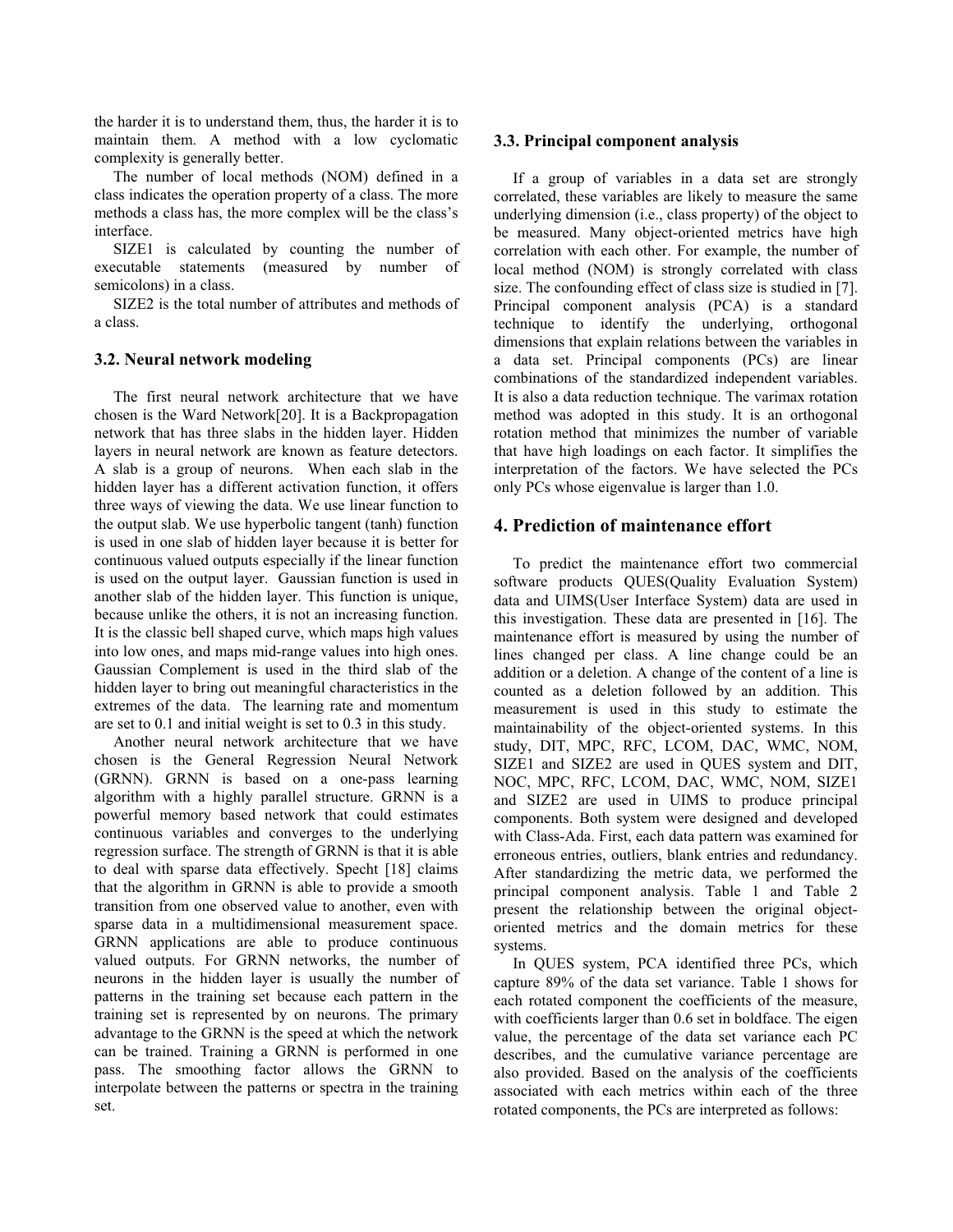the harder it is to understand them, thus, the harder it is to maintain them. A method with a low cyclomatic complexity is generally better.

The number of local methods (NOM) defined in a class indicates the operation property of a class. The more methods a class has, the more complex will be the class's interface.

SIZE1 is calculated by counting the number of executable statements (measured by number of semicolons) in a class.

SIZE2 is the total number of attributes and methods of a class.

### 3.2. Neural network modeling

The first neural network architecture that we have chosen is the Ward Network[20]. It is a Backpropagation network that has three slabs in the hidden layer. Hidden layers in neural network are known as feature detectors. A slab is a group of neurons. When each slab in the hidden layer has a different activation function, it offers three ways of viewing the data. We use linear function to the output slab. We use hyperbolic tangent (tanh) function is used in one slab of hidden layer because it is better for continuous valued outputs especially if the linear function is used on the output layer. Gaussian function is used in another slab of the hidden layer. This function is unique, because unlike the others, it is not an increasing function. It is the classic bell shaped curve, which maps high values into low ones, and maps mid-range values into high ones. Gaussian Complement is used in the third slab of the hidden layer to bring out meaningful characteristics in the extremes of the data. The learning rate and momentum are set to 0.1 and initial weight is set to 0.3 in this study.

Another neural network architecture that we have chosen is the General Regression Neural Network (GRNN). GRNN is based on a one-pass learning algorithm with a highly parallel structure. GRNN is a powerful memory based network that could estimates continuous variables and converges to the underlying regression surface. The strength of GRNN is that it is able to deal with sparse data effectively. Specht [18] claims that the algorithm in GRNN is able to provide a smooth transition from one observed value to another, even with sparse data in a multidimensional measurement space. GRNN applications are able to produce continuous valued outputs. For GRNN networks, the number of neurons in the hidden layer is usually the number of patterns in the training set because each pattern in the training set is represented by on neurons. The primary advantage to the GRNN is the speed at which the network can be trained. Training a GRNN is performed in one pass. The smoothing factor allows the GRNN to interpolate between the patterns or spectra in the training set.

### 3.3. Principal component analysis

If a group of variables in a data set are strongly correlated, these variables are likely to measure the same underlying dimension (i.e., class property) of the object to be measured. Many object-oriented metrics have high correlation with each other. For example, the number of local method (NOM) is strongly correlated with class size. The confounding effect of class size is studied in [7]. Principal component analysis (PCA) is a standard technique to identify the underlying, orthogonal dimensions that explain relations between the variables in a data set. Principal components (PCs) are linear combinations of the standardized independent variables. It is also a data reduction technique. The varimax rotation method was adopted in this study. It is an orthogonal rotation method that minimizes the number of variable that have high loadings on each factor. It simplifies the interpretation of the factors. We have selected the PCs only PCs whose eigenvalue is larger than 1.0.

## 4. Prediction of maintenance effort

To predict the maintenance effort two commercial software products QUES(Quality Evaluation System) data and UIMS(User Interface System) data are used in this investigation. These data are presented in [16]. The maintenance effort is measured by using the number of lines changed per class. A line change could be an addition or a deletion. A change of the content of a line is counted as a deletion followed by an addition. This measurement is used in this study to estimate the maintainability of the object-oriented systems. In this study, DIT, MPC, RFC, LCOM, DAC, WMC, NOM, SIZE1 and SIZE2 are used in QUES system and DIT, NOC, MPC, RFC, LCOM, DAC, WMC, NOM, SIZE1 and SIZE2 are used in UIMS to produce principal components. Both system were designed and developed with Class-Ada. First, each data pattern was examined for erroneous entries, outliers, blank entries and redundancy. After standardizing the metric data, we performed the principal component analysis. Table 1 and Table 2 present the relationship between the original object-oriented metrics and the domain metrics for these systems.

In QUES system, PCA identified three PCs, which capture 89% of the data set variance. Table 1 shows for each rotated component the coefficients of the measure, with coefficients larger than 0.6 set in boldface. The eigen value, the percentage of the data set variance each PC describes, and the cumulative variance percentage are also provided. Based on the analysis of the coefficients associated with each metrics within each of the three rotated components, the PCs are interpreted as follows: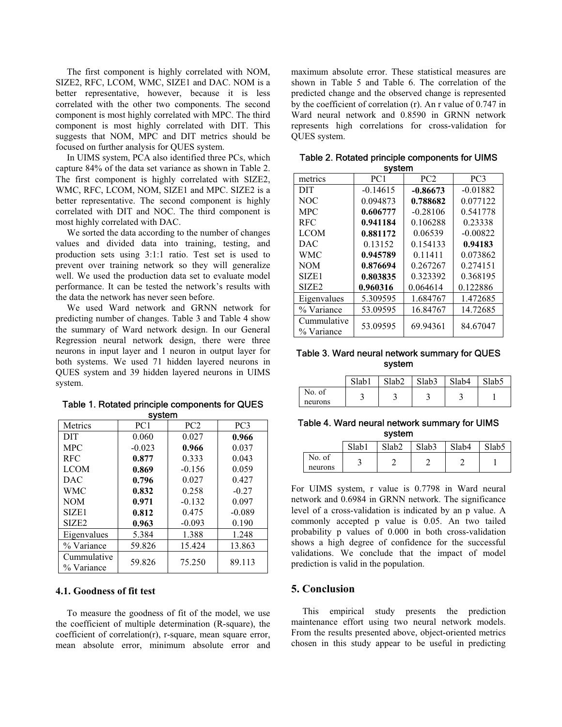The first component is highly correlated with NOM, SIZE2, RFC, LCOM, WMC, SIZE1 and DAC. NOM is a better representative, however, because it is less correlated with the other two components. The second component is most highly correlated with MPC. The third component is most highly correlated with DIT. This suggests that NOM, MPC and DIT metrics should be focused on further analysis for QUES system.

In UIMS system, PCA also identified three PCs, which capture 84% of the data set variance as shown in Table 2. The first component is highly correlated with SIZE2, WMC, RFC, LCOM, NOM, SIZE1 and MPC. SIZE2 is a better representative. The second component is highly correlated with DIT and NOC. The third component is most highly correlated with DAC.

We sorted the data according to the number of changes values and divided data into training, testing, and production sets using 3:1:1 ratio. Test set is used to prevent over training network so they will generalize well. We used the production data set to evaluate model performance. It can be tested the network's results with the data the network has never seen before.

We used Ward network and GRNN network for predicting number of changes. Table 3 and Table 4 show the summary of Ward network design. In our General Regression neural network design, there were three neurons in input layer and 1 neuron in output layer for both systems. We used 71 hidden layered neurons in QUES system and 39 hidden layered neurons in UIMS system.

**Table 1. Rotated principle components for QUES system**

| Metrics | PC1 | PC2 | PC3 |
|---|---|---|---|
| DIT | 0.060 | 0.027 | **0.966** |
| MPC | -0.023 | **0.966** | 0.037 |
| RFC | **0.877** | 0.333 | 0.043 |
| LCOM | **0.869** | -0.156 | 0.059 |
| DAC | **0.796** | 0.027 | 0.427 |
| WMC | **0.832** | 0.258 | -0.27 |
| NOM | **0.971** | -0.132 | 0.097 |
| SIZE1 | **0.812** | 0.475 | -0.089 |
| SIZE2 | **0.963** | -0.093 | 0.190 |
| Eigenvalues | 5.384 | 1.388 | 1.248 |
| % Variance | 59.826 | 15.424 | 13.863 |
| Cummulative % Variance | 59.826 | 75.250 | 89.113 |

### 4.1. Goodness of fit test

To measure the goodness of fit of the model, we use the coefficient of multiple determination (R-square), the coefficient of correlation(r), r-square, mean square error, mean absolute error, minimum absolute error and maximum absolute error. These statistical measures are shown in Table 5 and Table 6. The correlation of the predicted change and the observed change is represented by the coefficient of correlation (r). An r value of 0.747 in Ward neural network and 0.8590 in GRNN network represents high correlations for cross-validation for QUES system.

**Table 2. Rotated principle components for UIMS system**

| metrics | PC1 | PC2 | PC3 |
|---|---|---|---|
| DIT | -0.14615 | **-0.86673** | -0.01882 |
| NOC | 0.094873 | **0.788682** | 0.077122 |
| MPC | **0.606777** | -0.28106 | 0.541778 |
| RFC | **0.941184** | 0.106288 | 0.23338 |
| LCOM | **0.881172** | 0.06539 | -0.00822 |
| DAC | 0.13152 | 0.154133 | **0.94183** |
| WMC | **0.945789** | 0.11411 | 0.073862 |
| NOM | **0.876694** | 0.267267 | 0.274151 |
| SIZE1 | **0.803835** | 0.323392 | 0.368195 |
| SIZE2 | **0.960316** | 0.064614 | 0.122886 |
| Eigenvalues | 5.309595 | 1.684767 | 1.472685 |
| % Variance | 53.09595 | 16.84767 | 14.72685 |
| Cummulative % Variance | 53.09595 | 69.94361 | 84.67047 |

**Table 3. Ward neural network summary for QUES system**

| | Slab1 | Slab2 | Slab3 | Slab4 | Slab5 |
|---|---|---|---|---|---|
| No. of neurons | 3 | 3 | 3 | 3 | 1 |

**Table 4. Ward neural network summary for UIMS system**

| | Slab1 | Slab2 | Slab3 | Slab4 | Slab5 |
|---|---|---|---|---|---|
| No. of neurons | 3 | 2 | 2 | 2 | 1 |

For UIMS system, r value is 0.7798 in Ward neural network and 0.6984 in GRNN network. The significance level of a cross-validation is indicated by an p value. A commonly accepted p value is 0.05. An two tailed probability p values of 0.000 in both cross-validation shows a high degree of confidence for the successful validations. We conclude that the impact of model prediction is valid in the population.

## 5. Conclusion

This empirical study presents the prediction maintenance effort using two neural network models. From the results presented above, object-oriented metrics chosen in this study appear to be useful in predicting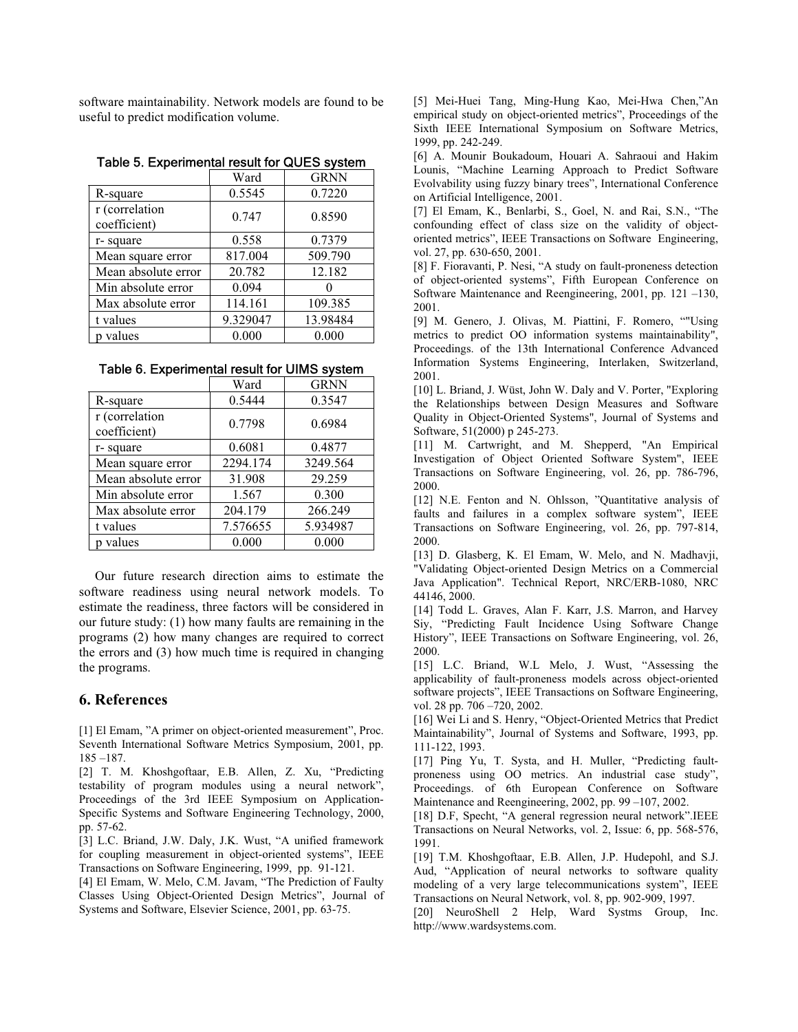software maintainability. Network models are found to be useful to predict modification volume.

Table 5. Experimental result for QUES system

| | Ward | GRNN |
|---|---|---|
| R-square | 0.5545 | 0.7220 |
| r (correlation coefficient) | 0.747 | 0.8590 |
| r- square | 0.558 | 0.7379 |
| Mean square error | 817.004 | 509.790 |
| Mean absolute error | 20.782 | 12.182 |
| Min absolute error | 0.094 | 0 |
| Max absolute error | 114.161 | 109.385 |
| t values | 9.329047 | 13.98484 |
| p values | 0.000 | 0.000 |

Table 6. Experimental result for UIMS system

| | Ward | GRNN |
|---|---|---|
| R-square | 0.5444 | 0.3547 |
| r (correlation coefficient) | 0.7798 | 0.6984 |
| r- square | 0.6081 | 0.4877 |
| Mean square error | 2294.174 | 3249.564 |
| Mean absolute error | 31.908 | 29.259 |
| Min absolute error | 1.567 | 0.300 |
| Max absolute error | 204.179 | 266.249 |
| t values | 7.576655 | 5.934987 |
| p values | 0.000 | 0.000 |

Our future research direction aims to estimate the software readiness using neural network models. To estimate the readiness, three factors will be considered in our future study: (1) how many faults are remaining in the programs (2) how many changes are required to correct the errors and (3) how much time is required in changing the programs.

## 6. References

[1] El Emam, "A primer on object-oriented measurement", Proc. Seventh International Software Metrics Symposium, 2001, pp. 185 –187.

[2] T. M. Khoshgoftaar, E.B. Allen, Z. Xu, "Predicting testability of program modules using a neural network", Proceedings of the 3rd IEEE Symposium on Application-Specific Systems and Software Engineering Technology, 2000, pp. 57-62.

[3] L.C. Briand, J.W. Daly, J.K. Wust, "A unified framework for coupling measurement in object-oriented systems", IEEE Transactions on Software Engineering, 1999, pp. 91-121.

[4] El Emam, W. Melo, C.M. Javam, "The Prediction of Faulty Classes Using Object-Oriented Design Metrics", Journal of Systems and Software, Elsevier Science, 2001, pp. 63-75.

[5] Mei-Huei Tang, Ming-Hung Kao, Mei-Hwa Chen,"An empirical study on object-oriented metrics", Proceedings of the Sixth IEEE International Symposium on Software Metrics, 1999, pp. 242-249.

[6] A. Mounir Boukadoum, Houari A. Sahraoui and Hakim Lounis, "Machine Learning Approach to Predict Software Evolvability using fuzzy binary trees", International Conference on Artificial Intelligence, 2001.

[7] El Emam, K., Benlarbi, S., Goel, N. and Rai, S.N., "The confounding effect of class size on the validity of object-oriented metrics", IEEE Transactions on Software Engineering, vol. 27, pp. 630-650, 2001.

[8] F. Fioravanti, P. Nesi, "A study on fault-proneness detection of object-oriented systems", Fifth European Conference on Software Maintenance and Reengineering, 2001, pp. 121 –130, 2001.

[9] M. Genero, J. Olivas, M. Piattini, F. Romero, ""Using metrics to predict OO information systems maintainability", Proceedings. of the 13th International Conference Advanced Information Systems Engineering, Interlaken, Switzerland, 2001.

[10] L. Briand, J. Wüst, John W. Daly and V. Porter, "Exploring the Relationships between Design Measures and Software Quality in Object-Oriented Systems", Journal of Systems and Software, 51(2000) p 245-273.

[11] M. Cartwright, and M. Shepperd, "An Empirical Investigation of Object Oriented Software System", IEEE Transactions on Software Engineering, vol. 26, pp. 786-796, 2000.

[12] N.E. Fenton and N. Ohlsson, "Quantitative analysis of faults and failures in a complex software system", IEEE Transactions on Software Engineering, vol. 26, pp. 797-814, 2000.

[13] D. Glasberg, K. El Emam, W. Melo, and N. Madhavji, "Validating Object-oriented Design Metrics on a Commercial Java Application". Technical Report, NRC/ERB-1080, NRC 44146, 2000.

[14] Todd L. Graves, Alan F. Karr, J.S. Marron, and Harvey Siy, "Predicting Fault Incidence Using Software Change History", IEEE Transactions on Software Engineering, vol. 26, 2000.

[15] L.C. Briand, W.L Melo, J. Wust, "Assessing the applicability of fault-proneness models across object-oriented software projects", IEEE Transactions on Software Engineering, vol. 28 pp. 706 –720, 2002.

[16] Wei Li and S. Henry, "Object-Oriented Metrics that Predict Maintainability", Journal of Systems and Software, 1993, pp. 111-122, 1993.

[17] Ping Yu, T. Systa, and H. Muller, "Predicting fault-proneness using OO metrics. An industrial case study", Proceedings. of 6th European Conference on Software Maintenance and Reengineering, 2002, pp. 99 –107, 2002.

[18] D.F, Specht, "A general regression neural network".IEEE Transactions on Neural Networks, vol. 2, Issue: 6, pp. 568-576, 1991.

[19] T.M. Khoshgoftaar, E.B. Allen, J.P. Hudepohl, and S.J. Aud, "Application of neural networks to software quality modeling of a very large telecommunications system", IEEE Transactions on Neural Network, vol. 8, pp. 902-909, 1997.

[20] NeuroShell 2 Help, Ward Systms Group, Inc. http://www.wardsystems.com.